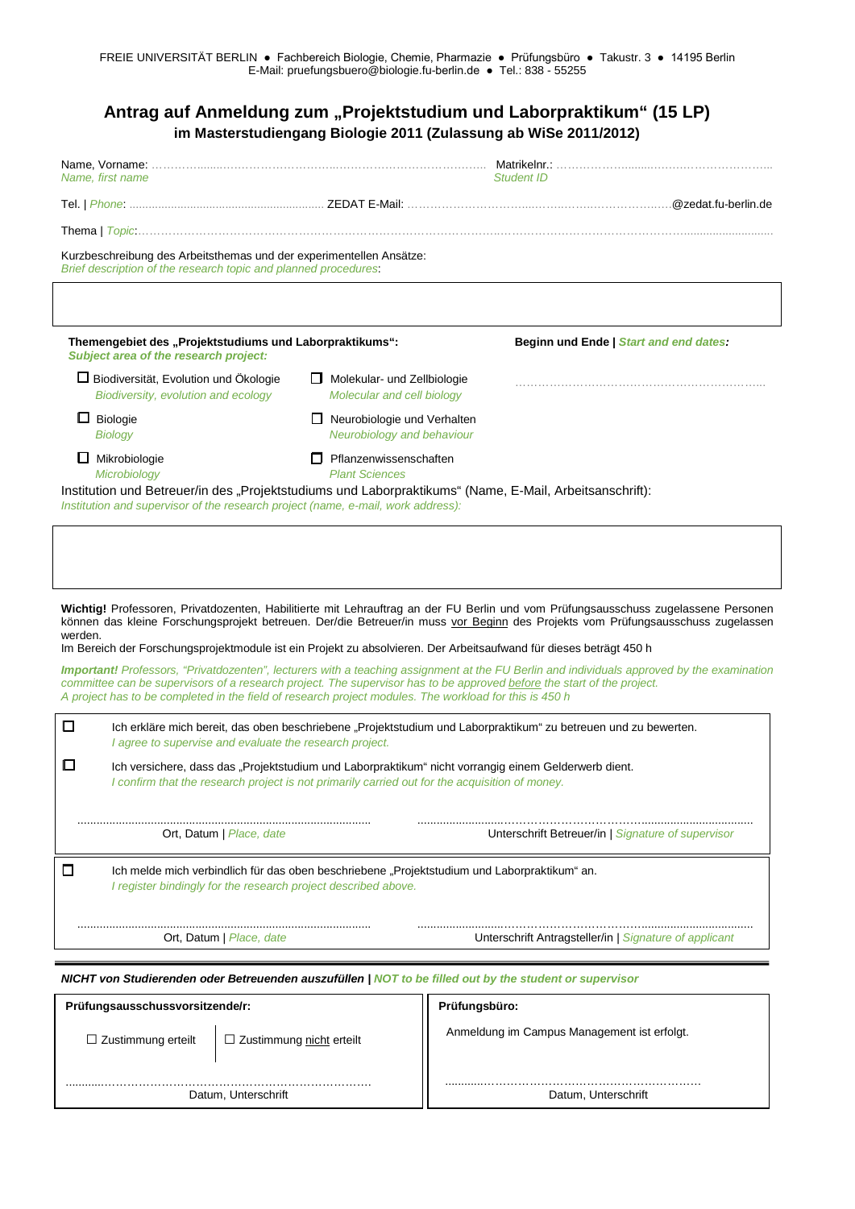FREIE UNIVERSITÄT BERLIN ● Fachbereich Biologie, Chemie, Pharmazie ● Prüfungsbüro ● Takustr. 3 ● 14195 Berlin
E-Mail: pruefungsbuero@biologie.fu-berlin.de ● Tel.: 838 - 55255

# Antrag auf Anmeldung zum „Projektstudium und Laborpraktikum" (15 LP)

## im Masterstudiengang Biologie 2011 (Zulassung ab WiSe 2011/2012)

Name, Vorname: ………………………………………………………………………… Matrikelnr.: ………………………………………………
*Name, first name* *Student ID*

Tel. | *Phone*: ........................................................ ZEDAT E-Mail: ……………………………………………………@zedat.fu-berlin.de

Thema | *Topic*:……………………………………………………………………………………………………………………………

Kurzbeschreibung des Arbeitsthemas und der experimentellen Ansätze:
*Brief description of the research topic and planned procedures*:

**Themengebiet des „Projektstudiums und Laborpraktikums":**
***Subject area of the research project:***

- ☐ Biodiversität, Evolution und Ökologie *Biodiversity, evolution and ecology*
- ☐ Molekular- und Zellbiologie *Molecular and cell biology*
- ☐ Biologie *Biology*
- ☐ Neurobiologie und Verhalten *Neurobiology and behaviour*
- ☐ Mikrobiologie *Microbiology*
- ☐ Pflanzenwissenschaften *Plant Sciences*

**Beginn und Ende | *Start and end dates:***

…………………………………………………………

Institution und Betreuer/in des „Projektstudiums und Laborpraktikums" (Name, E-Mail, Arbeitsanschrift):
*Institution and supervisor of the research project (name, e-mail, work address):*

**Wichtig!** Professoren, Privatdozenten, Habilitierte mit Lehrauftrag an der FU Berlin und vom Prüfungsausschuss zugelassene Personen können das kleine Forschungsprojekt betreuen. Der/die Betreuer/in muss vor Beginn des Projekts vom Prüfungsausschuss zugelassen werden.
Im Bereich der Forschungsprojektmodule ist ein Projekt zu absolvieren. Der Arbeitsaufwand für dieses beträgt 450 h

***Important!*** *Professors, "Privatdozenten", lecturers with a teaching assignment at the FU Berlin and individuals approved by the examination committee can be supervisors of a research project. The supervisor has to be approved before the start of the project.*
*A project has to be completed in the field of research project modules. The workload for this is 450 h*

☐ Ich erkläre mich bereit, das oben beschriebene „Projektstudium und Laborpraktikum" zu betreuen und zu bewerten.
*I agree to supervise and evaluate the research project.*

☐ Ich versichere, dass das „Projektstudium und Laborpraktikum" nicht vorrangig einem Gelderwerb dient.
*I confirm that the research project is not primarily carried out for the acquisition of money.*

.............................................................. ..............................................................
Ort, Datum | *Place, date* Unterschrift Betreuer/in | *Signature of supervisor*

☐ Ich melde mich verbindlich für das oben beschriebene „Projektstudium und Laborpraktikum" an.
*I register bindingly for the research project described above.*

.............................................................. ..............................................................
Ort, Datum | *Place, date* Unterschrift Antragsteller/in | *Signature of applicant*

***NICHT von Studierenden oder Betreuenden auszufüllen | NOT to be filled out by the student or supervisor***

| **Prüfungsausschussvorsitzende/r:** | **Prüfungsbüro:** |
|---|---|
| ☐ Zustimmung erteilt ☐ Zustimmung nicht erteilt | Anmeldung im Campus Management ist erfolgt. |
| ........................................................ Datum, Unterschrift | ........................................................ Datum, Unterschrift |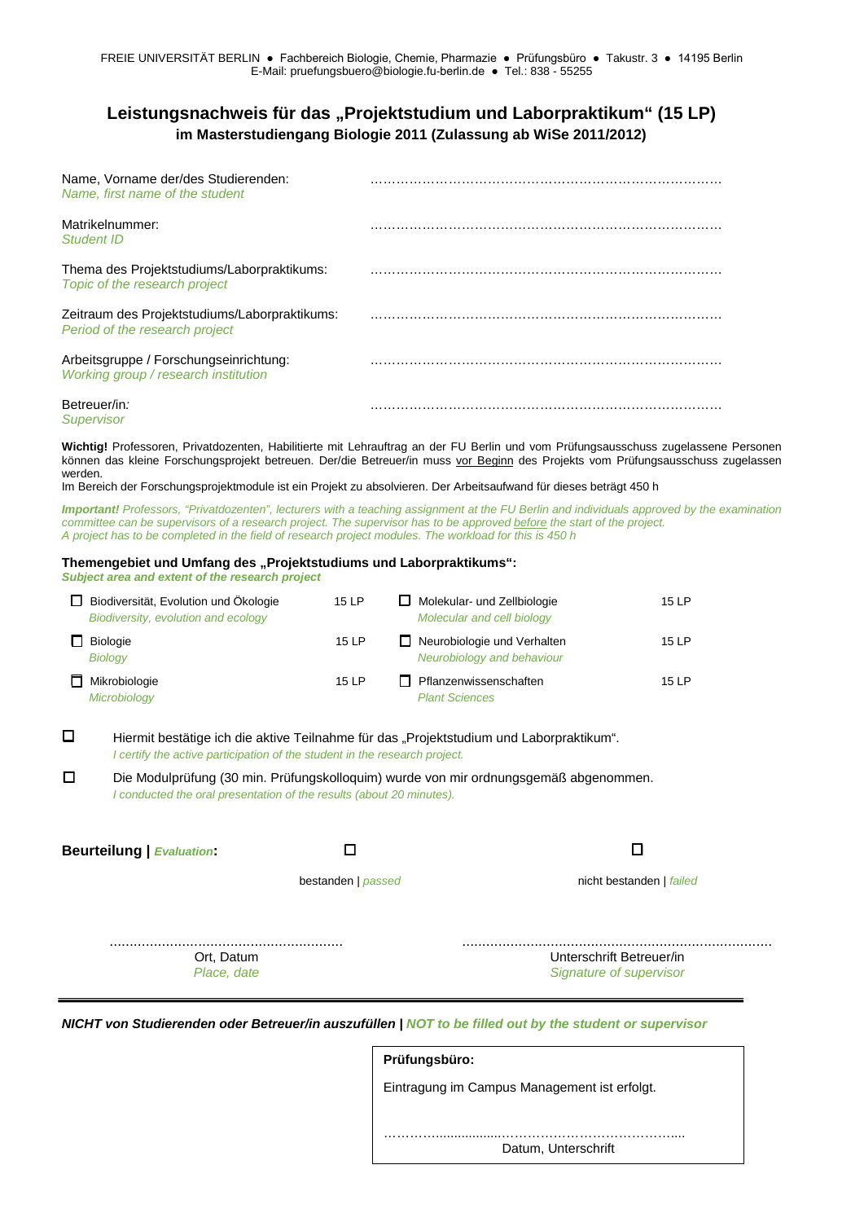FREIE UNIVERSITÄT BERLIN ● Fachbereich Biologie, Chemie, Pharmazie ● Prüfungsbüro ● Takustr. 3 ● 14195 Berlin
E-Mail: pruefungsbuero@biologie.fu-berlin.de ● Tel.: 838 - 55255

# Leistungsnachweis für das „Projektstudium und Laborpraktikum" (15 LP)

## im Masterstudiengang Biologie 2011 (Zulassung ab WiSe 2011/2012)

| | |
|---|---|
| Name, Vorname der/des Studierenden: *Name, first name of the student* | ………………………………………………………………………… |
| Matrikelnummer: *Student ID* | ………………………………………………………………………… |
| Thema des Projektstudiums/Laborpraktikums: *Topic of the research project* | ………………………………………………………………………… |
| Zeitraum des Projektstudiums/Laborpraktikums: *Period of the research project* | ………………………………………………………………………… |
| Arbeitsgruppe / Forschungseinrichtung: *Working group / research institution* | ………………………………………………………………………… |
| Betreuer/in: *Supervisor* | ………………………………………………………………………… |

**Wichtig!** Professoren, Privatdozenten, Habilitierte mit Lehrauftrag an der FU Berlin und vom Prüfungsausschuss zugelassene Personen können das kleine Forschungsprojekt betreuen. Der/die Betreuer/in muss vor Beginn des Projekts vom Prüfungsausschuss zugelassen werden.
Im Bereich der Forschungsprojektmodule ist ein Projekt zu absolvieren. Der Arbeitsaufwand für dieses beträgt 450 h

***Important!*** *Professors, "Privatdozenten", lecturers with a teaching assignment at the FU Berlin and individuals approved by the examination committee can be supervisors of a research project. The supervisor has to be approved before the start of the project.*
*A project has to be completed in the field of research project modules. The workload for this is 450 h*

**Themengebiet und Umfang des „Projektstudiums und Laborpraktikums":**
***Subject area and extent of the research project***

| | | | |
|---|---|---|---|
| ☐ Biodiversität, Evolution und Ökologie *Biodiversity, evolution and ecology* | 15 LP | ☐ Molekular- und Zellbiologie *Molecular and cell biology* | 15 LP |
| ☐ Biologie *Biology* | 15 LP | ☐ Neurobiologie und Verhalten *Neurobiology and behaviour* | 15 LP |
| ☐ Mikrobiologie *Microbiology* | 15 LP | ☐ Pflanzenwissenschaften *Plant Sciences* | 15 LP |

☐ Hiermit bestätige ich die aktive Teilnahme für das „Projektstudium und Laborpraktikum".
*I certify the active participation of the student in the research project.*

☐ Die Modulprüfung (30 min. Prüfungskolloquim) wurde von mir ordnungsgemäß abgenommen.
*I conducted the oral presentation of the results (about 20 minutes).*

**Beurteilung | *Evaluation*:** ☐ bestanden | *passed* ☐ nicht bestanden | *failed*

……………………………………………… Ort, Datum *Place, date*

……………………………………………………… Unterschrift Betreuer/in *Signature of supervisor*

---

***NICHT von Studierenden oder Betreuer/in auszufüllen | NOT to be filled out by the student or supervisor***

**Prüfungsbüro:**

Eintragung im Campus Management ist erfolgt.

……………………………………………………
Datum, Unterschrift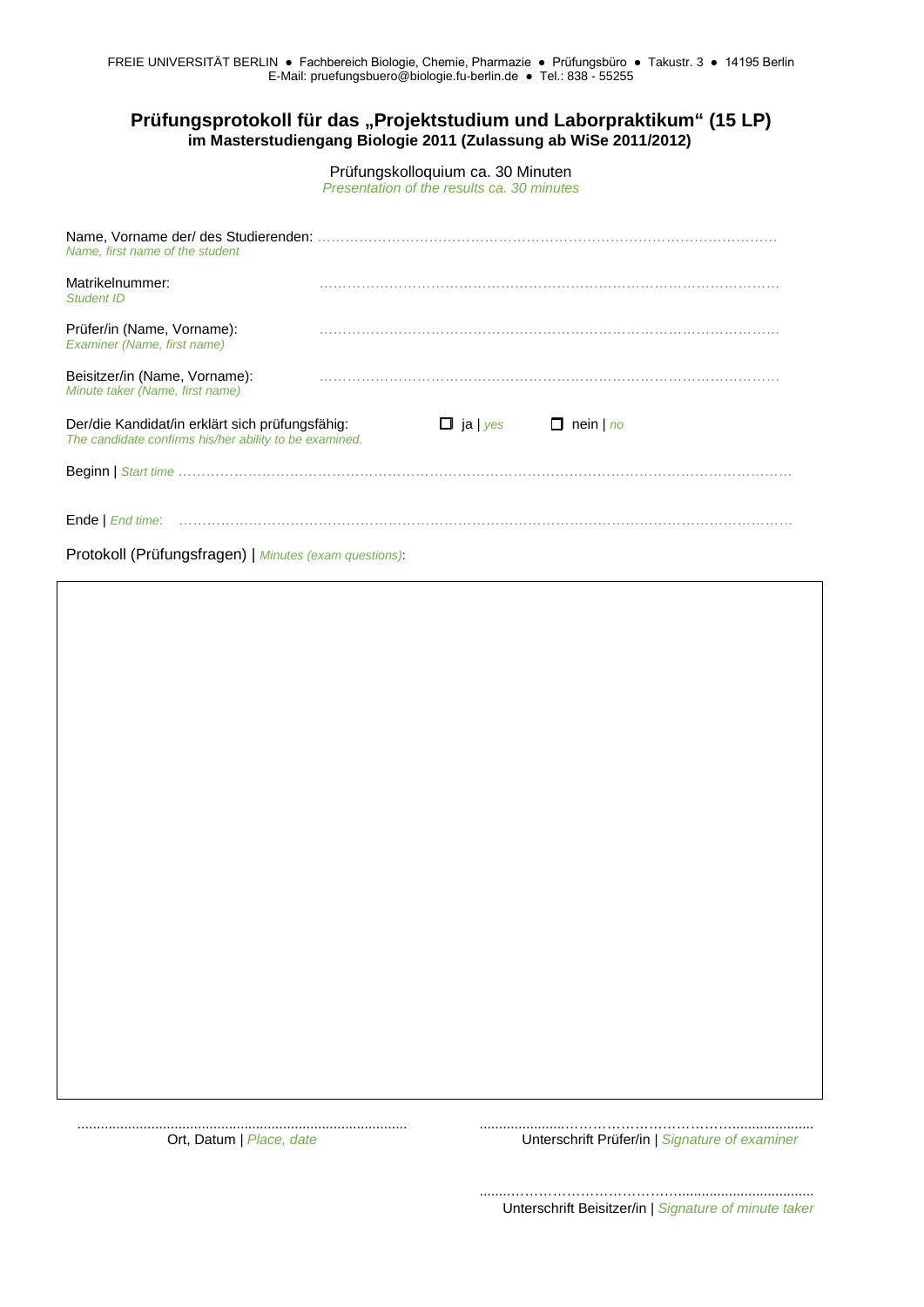FREIE UNIVERSITÄT BERLIN ● Fachbereich Biologie, Chemie, Pharmazie ● Prüfungsbüro ● Takustr. 3 ● 14195 Berlin
E-Mail: pruefungsbuero@biologie.fu-berlin.de ● Tel.: 838 - 55255

## Prüfungsprotokoll für das „Projektstudium und Laborpraktikum" (15 LP)
### im Masterstudiengang Biologie 2011 (Zulassung ab WiSe 2011/2012)

Prüfungskolloquium ca. 30 Minuten
*Presentation of the results ca. 30 minutes*

Name, Vorname der/ des Studierenden: ………………………………………………………………………………………
*Name, first name of the student*

Matrikelnummer: ………………………………………………………………………………………
*Student ID*

Prüfer/in (Name, Vorname): ………………………………………………………………………………………
*Examiner (Name, first name)*

Beisitzer/in (Name, Vorname): ………………………………………………………………………………………
*Minute taker (Name, first name)*

Der/die Kandidat/in erklärt sich prüfungsfähig: ☐ ja | *yes* ☐ nein | *no*
*The candidate confirms his/her ability to be examined.*

Beginn | *Start time* ………………………………………………………………………………………………………………

Ende | *End time*: ………………………………………………………………………………………………………………

Protokoll (Prüfungsfragen) | *Minutes (exam questions)*:

.....................................................................................
Ort, Datum | *Place, date*

.....................................................................................
Unterschrift Prüfer/in | *Signature of examiner*

.....................................................................................
Unterschrift Beisitzer/in | *Signature of minute taker*